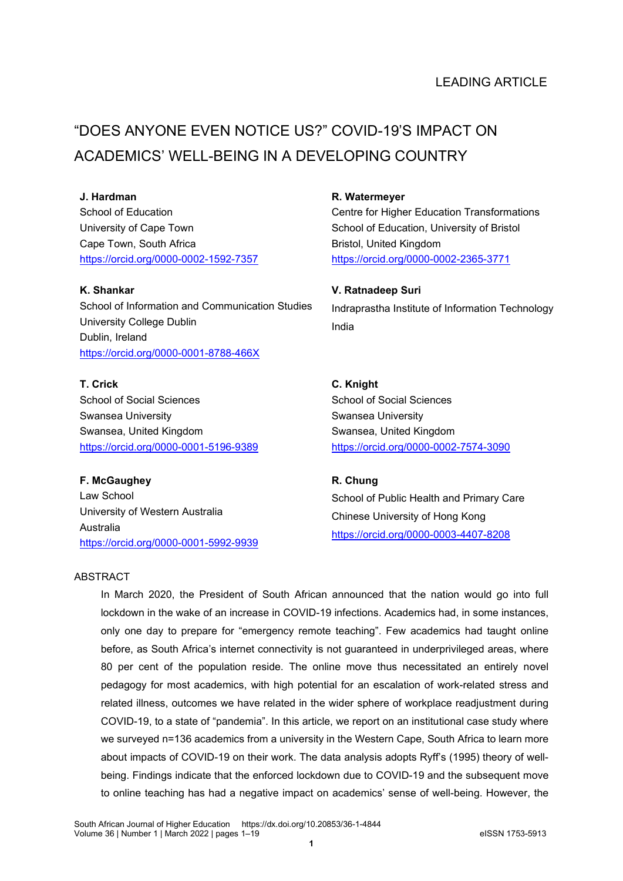LEADING ARTICLE

# "DOES ANYONE EVEN NOTICE US?" COVID-19'S IMPACT ON ACADEMICS' WELL-BEING IN A DEVELOPING COUNTRY

**J. Hardman**
School of Education
University of Cape Town
Cape Town, South Africa
https://orcid.org/0000-0002-1592-7357

**R. Watermeyer**
Centre for Higher Education Transformations
School of Education, University of Bristol
Bristol, United Kingdom
https://orcid.org/0000-0002-2365-3771

**K. Shankar**
School of Information and Communication Studies
University College Dublin
Dublin, Ireland
https://orcid.org/0000-0001-8788-466X

**V. Ratnadeep Suri**
Indraprastha Institute of Information Technology
India

**T. Crick**
School of Social Sciences
Swansea University
Swansea, United Kingdom
https://orcid.org/0000-0001-5196-9389

**C. Knight**
School of Social Sciences
Swansea University
Swansea, United Kingdom
https://orcid.org/0000-0002-7574-3090

**F. McGaughey**
Law School
University of Western Australia
Australia
https://orcid.org/0000-0001-5992-9939

**R. Chung**
School of Public Health and Primary Care
Chinese University of Hong Kong
https://orcid.org/0000-0003-4407-8208

## ABSTRACT

In March 2020, the President of South African announced that the nation would go into full lockdown in the wake of an increase in COVID-19 infections. Academics had, in some instances, only one day to prepare for "emergency remote teaching". Few academics had taught online before, as South Africa's internet connectivity is not guaranteed in underprivileged areas, where 80 per cent of the population reside. The online move thus necessitated an entirely novel pedagogy for most academics, with high potential for an escalation of work-related stress and related illness, outcomes we have related in the wider sphere of workplace readjustment during COVID-19, to a state of "pandemia". In this article, we report on an institutional case study where we surveyed n=136 academics from a university in the Western Cape, South Africa to learn more about impacts of COVID-19 on their work. The data analysis adopts Ryff's (1995) theory of well-being. Findings indicate that the enforced lockdown due to COVID-19 and the subsequent move to online teaching has had a negative impact on academics' sense of well-being. However, the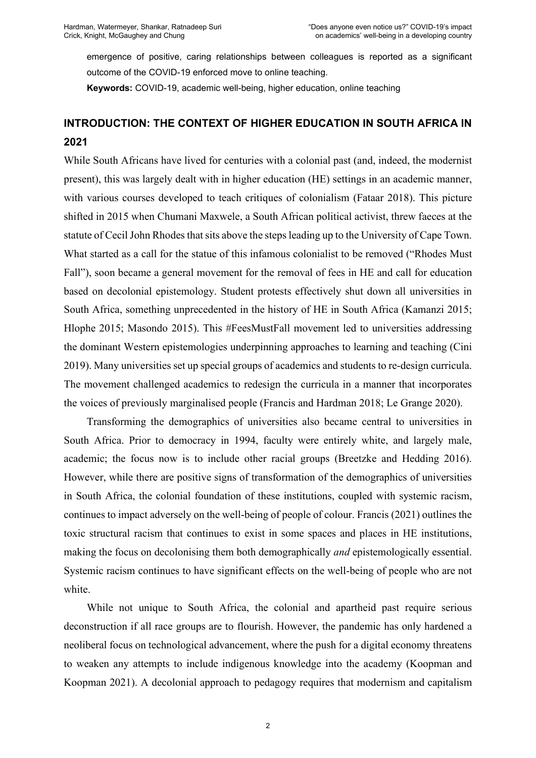emergence of positive, caring relationships between colleagues is reported as a significant outcome of the COVID-19 enforced move to online teaching.

**Keywords:** COVID-19, academic well-being, higher education, online teaching

## INTRODUCTION: THE CONTEXT OF HIGHER EDUCATION IN SOUTH AFRICA IN 2021

While South Africans have lived for centuries with a colonial past (and, indeed, the modernist present), this was largely dealt with in higher education (HE) settings in an academic manner, with various courses developed to teach critiques of colonialism (Fataar 2018). This picture shifted in 2015 when Chumani Maxwele, a South African political activist, threw faeces at the statute of Cecil John Rhodes that sits above the steps leading up to the University of Cape Town. What started as a call for the statue of this infamous colonialist to be removed ("Rhodes Must Fall"), soon became a general movement for the removal of fees in HE and call for education based on decolonial epistemology. Student protests effectively shut down all universities in South Africa, something unprecedented in the history of HE in South Africa (Kamanzi 2015; Hlophe 2015; Masondo 2015). This #FeesMustFall movement led to universities addressing the dominant Western epistemologies underpinning approaches to learning and teaching (Cini 2019). Many universities set up special groups of academics and students to re-design curricula. The movement challenged academics to redesign the curricula in a manner that incorporates the voices of previously marginalised people (Francis and Hardman 2018; Le Grange 2020).

Transforming the demographics of universities also became central to universities in South Africa. Prior to democracy in 1994, faculty were entirely white, and largely male, academic; the focus now is to include other racial groups (Breetzke and Hedding 2016). However, while there are positive signs of transformation of the demographics of universities in South Africa, the colonial foundation of these institutions, coupled with systemic racism, continues to impact adversely on the well-being of people of colour. Francis (2021) outlines the toxic structural racism that continues to exist in some spaces and places in HE institutions, making the focus on decolonising them both demographically *and* epistemologically essential. Systemic racism continues to have significant effects on the well-being of people who are not white.

While not unique to South Africa, the colonial and apartheid past require serious deconstruction if all race groups are to flourish. However, the pandemic has only hardened a neoliberal focus on technological advancement, where the push for a digital economy threatens to weaken any attempts to include indigenous knowledge into the academy (Koopman and Koopman 2021). A decolonial approach to pedagogy requires that modernism and capitalism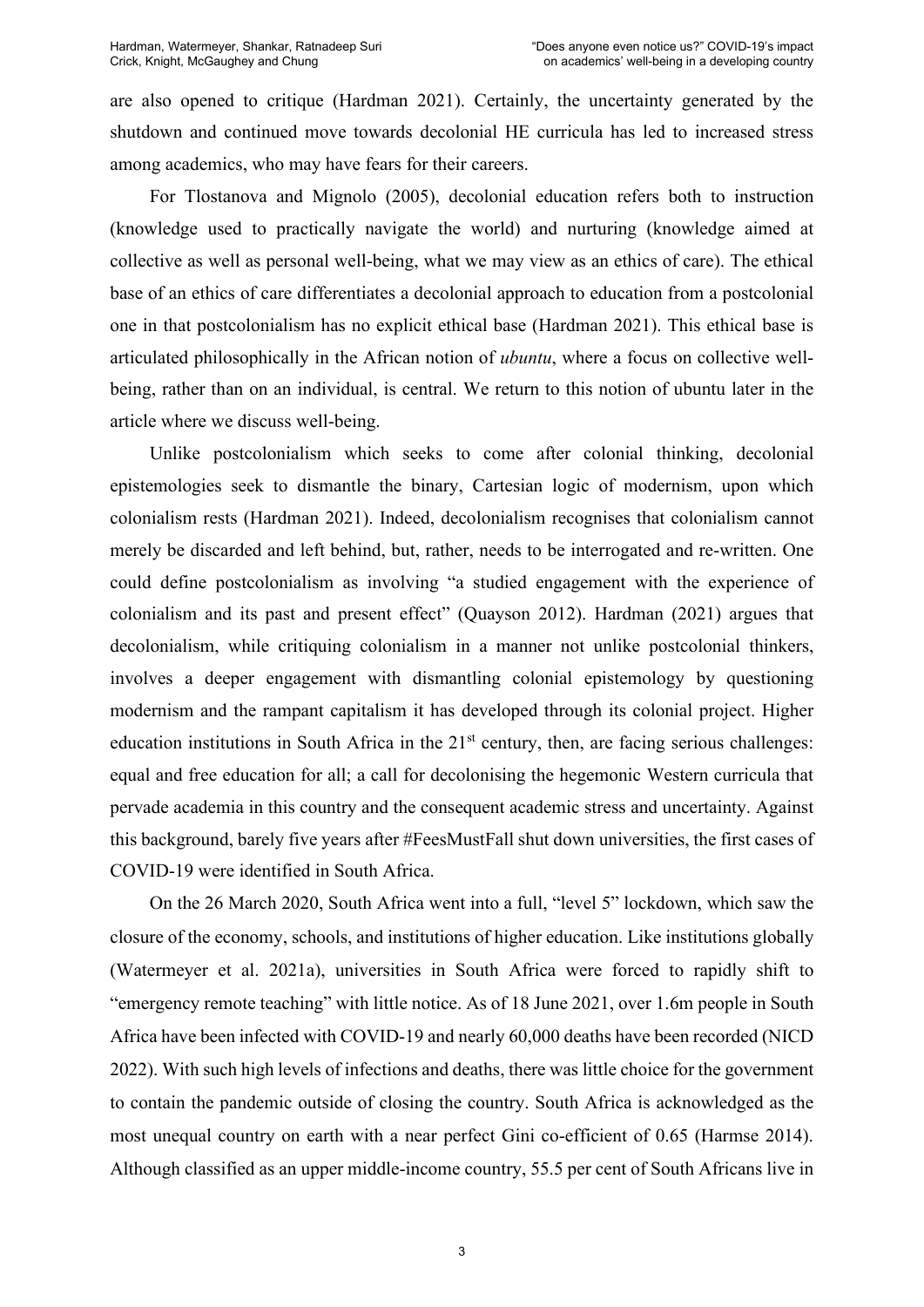are also opened to critique (Hardman 2021). Certainly, the uncertainty generated by the shutdown and continued move towards decolonial HE curricula has led to increased stress among academics, who may have fears for their careers.

For Tlostanova and Mignolo (2005), decolonial education refers both to instruction (knowledge used to practically navigate the world) and nurturing (knowledge aimed at collective as well as personal well-being, what we may view as an ethics of care). The ethical base of an ethics of care differentiates a decolonial approach to education from a postcolonial one in that postcolonialism has no explicit ethical base (Hardman 2021). This ethical base is articulated philosophically in the African notion of *ubuntu*, where a focus on collective well-being, rather than on an individual, is central. We return to this notion of ubuntu later in the article where we discuss well-being.

Unlike postcolonialism which seeks to come after colonial thinking, decolonial epistemologies seek to dismantle the binary, Cartesian logic of modernism, upon which colonialism rests (Hardman 2021). Indeed, decolonialism recognises that colonialism cannot merely be discarded and left behind, but, rather, needs to be interrogated and re-written. One could define postcolonialism as involving "a studied engagement with the experience of colonialism and its past and present effect" (Quayson 2012). Hardman (2021) argues that decolonialism, while critiquing colonialism in a manner not unlike postcolonial thinkers, involves a deeper engagement with dismantling colonial epistemology by questioning modernism and the rampant capitalism it has developed through its colonial project. Higher education institutions in South Africa in the 21st century, then, are facing serious challenges: equal and free education for all; a call for decolonising the hegemonic Western curricula that pervade academia in this country and the consequent academic stress and uncertainty. Against this background, barely five years after #FeesMustFall shut down universities, the first cases of COVID-19 were identified in South Africa.

On the 26 March 2020, South Africa went into a full, "level 5" lockdown, which saw the closure of the economy, schools, and institutions of higher education. Like institutions globally (Watermeyer et al. 2021a), universities in South Africa were forced to rapidly shift to "emergency remote teaching" with little notice. As of 18 June 2021, over 1.6m people in South Africa have been infected with COVID-19 and nearly 60,000 deaths have been recorded (NICD 2022). With such high levels of infections and deaths, there was little choice for the government to contain the pandemic outside of closing the country. South Africa is acknowledged as the most unequal country on earth with a near perfect Gini co-efficient of 0.65 (Harmse 2014). Although classified as an upper middle-income country, 55.5 per cent of South Africans live in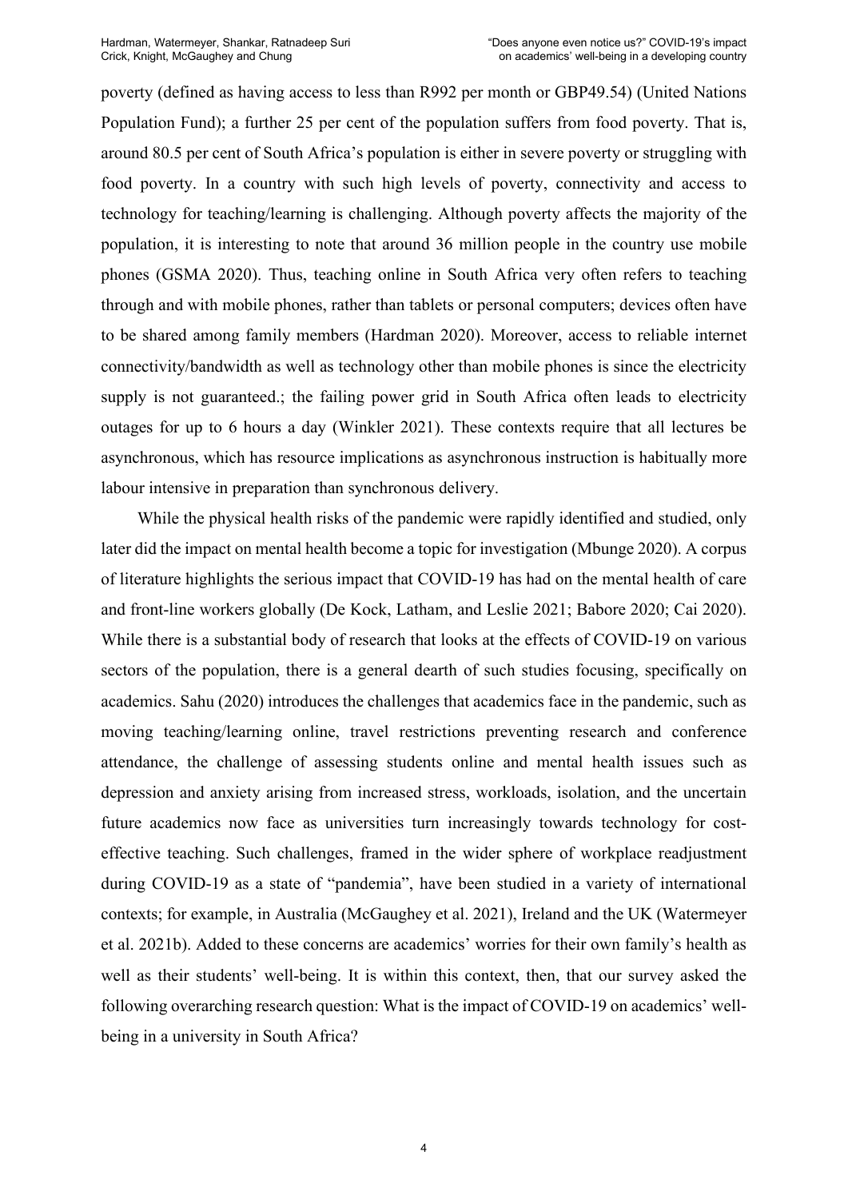poverty (defined as having access to less than R992 per month or GBP49.54) (United Nations Population Fund); a further 25 per cent of the population suffers from food poverty. That is, around 80.5 per cent of South Africa's population is either in severe poverty or struggling with food poverty. In a country with such high levels of poverty, connectivity and access to technology for teaching/learning is challenging. Although poverty affects the majority of the population, it is interesting to note that around 36 million people in the country use mobile phones (GSMA 2020). Thus, teaching online in South Africa very often refers to teaching through and with mobile phones, rather than tablets or personal computers; devices often have to be shared among family members (Hardman 2020). Moreover, access to reliable internet connectivity/bandwidth as well as technology other than mobile phones is since the electricity supply is not guaranteed.; the failing power grid in South Africa often leads to electricity outages for up to 6 hours a day (Winkler 2021). These contexts require that all lectures be asynchronous, which has resource implications as asynchronous instruction is habitually more labour intensive in preparation than synchronous delivery.

While the physical health risks of the pandemic were rapidly identified and studied, only later did the impact on mental health become a topic for investigation (Mbunge 2020). A corpus of literature highlights the serious impact that COVID-19 has had on the mental health of care and front-line workers globally (De Kock, Latham, and Leslie 2021; Babore 2020; Cai 2020). While there is a substantial body of research that looks at the effects of COVID-19 on various sectors of the population, there is a general dearth of such studies focusing, specifically on academics. Sahu (2020) introduces the challenges that academics face in the pandemic, such as moving teaching/learning online, travel restrictions preventing research and conference attendance, the challenge of assessing students online and mental health issues such as depression and anxiety arising from increased stress, workloads, isolation, and the uncertain future academics now face as universities turn increasingly towards technology for cost-effective teaching. Such challenges, framed in the wider sphere of workplace readjustment during COVID-19 as a state of "pandemia", have been studied in a variety of international contexts; for example, in Australia (McGaughey et al. 2021), Ireland and the UK (Watermeyer et al. 2021b). Added to these concerns are academics' worries for their own family's health as well as their students' well-being. It is within this context, then, that our survey asked the following overarching research question: What is the impact of COVID-19 on academics' well-being in a university in South Africa?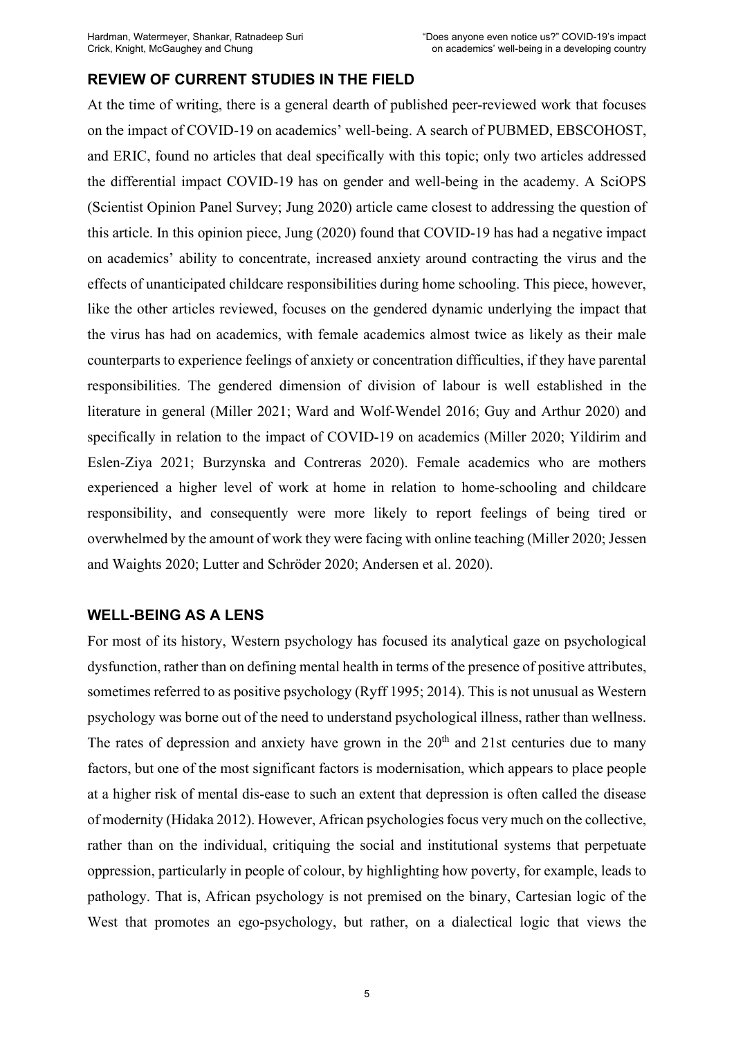## REVIEW OF CURRENT STUDIES IN THE FIELD

At the time of writing, there is a general dearth of published peer-reviewed work that focuses on the impact of COVID-19 on academics' well-being. A search of PUBMED, EBSCOHOST, and ERIC, found no articles that deal specifically with this topic; only two articles addressed the differential impact COVID-19 has on gender and well-being in the academy. A SciOPS (Scientist Opinion Panel Survey; Jung 2020) article came closest to addressing the question of this article. In this opinion piece, Jung (2020) found that COVID-19 has had a negative impact on academics' ability to concentrate, increased anxiety around contracting the virus and the effects of unanticipated childcare responsibilities during home schooling. This piece, however, like the other articles reviewed, focuses on the gendered dynamic underlying the impact that the virus has had on academics, with female academics almost twice as likely as their male counterparts to experience feelings of anxiety or concentration difficulties, if they have parental responsibilities. The gendered dimension of division of labour is well established in the literature in general (Miller 2021; Ward and Wolf-Wendel 2016; Guy and Arthur 2020) and specifically in relation to the impact of COVID-19 on academics (Miller 2020; Yildirim and Eslen-Ziya 2021; Burzynska and Contreras 2020). Female academics who are mothers experienced a higher level of work at home in relation to home-schooling and childcare responsibility, and consequently were more likely to report feelings of being tired or overwhelmed by the amount of work they were facing with online teaching (Miller 2020; Jessen and Waights 2020; Lutter and Schröder 2020; Andersen et al. 2020).

## WELL-BEING AS A LENS

For most of its history, Western psychology has focused its analytical gaze on psychological dysfunction, rather than on defining mental health in terms of the presence of positive attributes, sometimes referred to as positive psychology (Ryff 1995; 2014). This is not unusual as Western psychology was borne out of the need to understand psychological illness, rather than wellness. The rates of depression and anxiety have grown in the 20th and 21st centuries due to many factors, but one of the most significant factors is modernisation, which appears to place people at a higher risk of mental dis-ease to such an extent that depression is often called the disease of modernity (Hidaka 2012). However, African psychologies focus very much on the collective, rather than on the individual, critiquing the social and institutional systems that perpetuate oppression, particularly in people of colour, by highlighting how poverty, for example, leads to pathology. That is, African psychology is not premised on the binary, Cartesian logic of the West that promotes an ego-psychology, but rather, on a dialectical logic that views the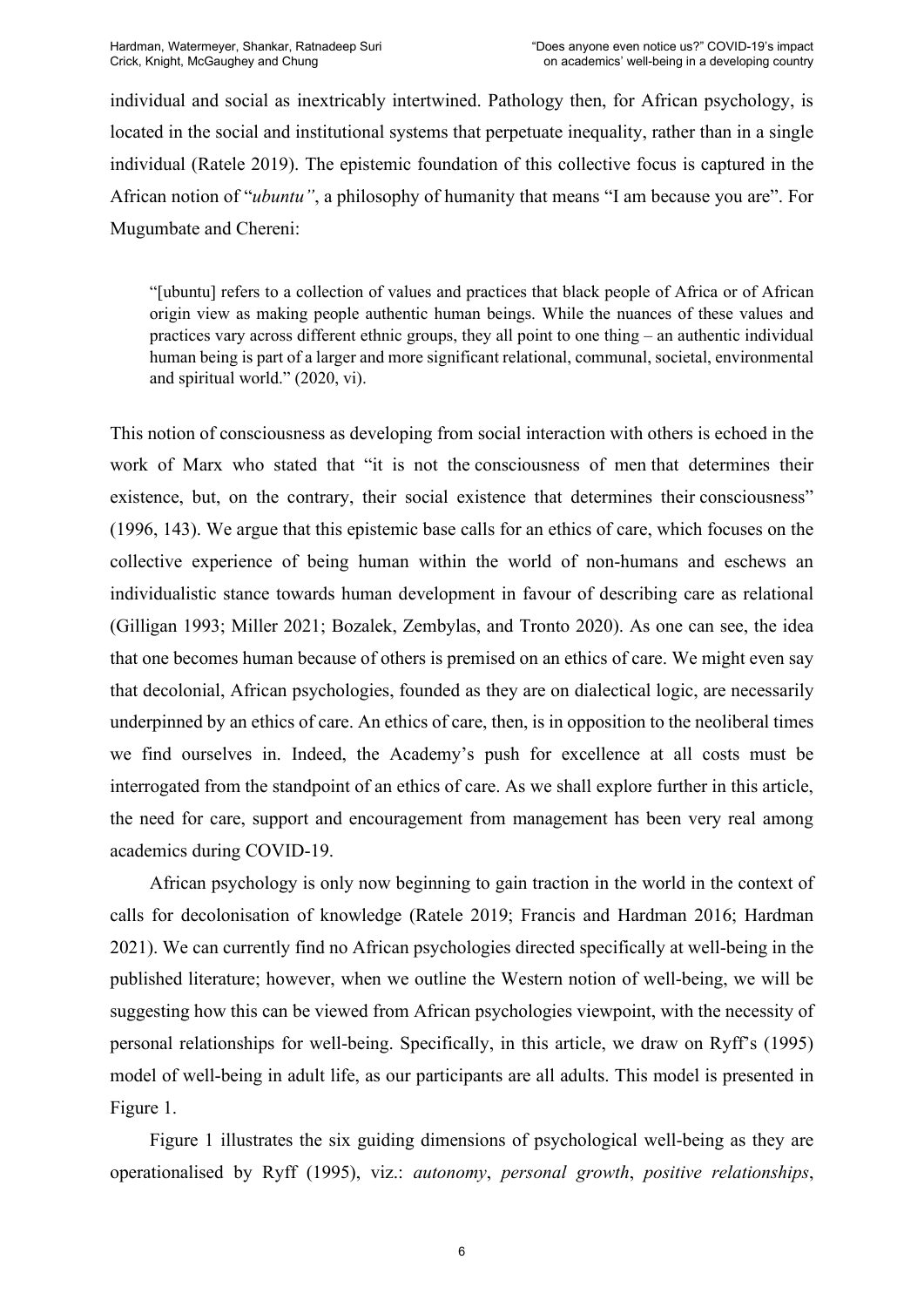individual and social as inextricably intertwined. Pathology then, for African psychology, is located in the social and institutional systems that perpetuate inequality, rather than in a single individual (Ratele 2019). The epistemic foundation of this collective focus is captured in the African notion of "*ubuntu"*, a philosophy of humanity that means "I am because you are". For Mugumbate and Chereni:

> "[ubuntu] refers to a collection of values and practices that black people of Africa or of African origin view as making people authentic human beings. While the nuances of these values and practices vary across different ethnic groups, they all point to one thing – an authentic individual human being is part of a larger and more significant relational, communal, societal, environmental and spiritual world." (2020, vi).

This notion of consciousness as developing from social interaction with others is echoed in the work of Marx who stated that "it is not the consciousness of men that determines their existence, but, on the contrary, their social existence that determines their consciousness" (1996, 143). We argue that this epistemic base calls for an ethics of care, which focuses on the collective experience of being human within the world of non-humans and eschews an individualistic stance towards human development in favour of describing care as relational (Gilligan 1993; Miller 2021; Bozalek, Zembylas, and Tronto 2020). As one can see, the idea that one becomes human because of others is premised on an ethics of care. We might even say that decolonial, African psychologies, founded as they are on dialectical logic, are necessarily underpinned by an ethics of care. An ethics of care, then, is in opposition to the neoliberal times we find ourselves in. Indeed, the Academy's push for excellence at all costs must be interrogated from the standpoint of an ethics of care. As we shall explore further in this article, the need for care, support and encouragement from management has been very real among academics during COVID-19.

African psychology is only now beginning to gain traction in the world in the context of calls for decolonisation of knowledge (Ratele 2019; Francis and Hardman 2016; Hardman 2021). We can currently find no African psychologies directed specifically at well-being in the published literature; however, when we outline the Western notion of well-being, we will be suggesting how this can be viewed from African psychologies viewpoint, with the necessity of personal relationships for well-being. Specifically, in this article, we draw on Ryff's (1995) model of well-being in adult life, as our participants are all adults. This model is presented in Figure 1.

Figure 1 illustrates the six guiding dimensions of psychological well-being as they are operationalised by Ryff (1995), viz.: *autonomy*, *personal growth*, *positive relationships*,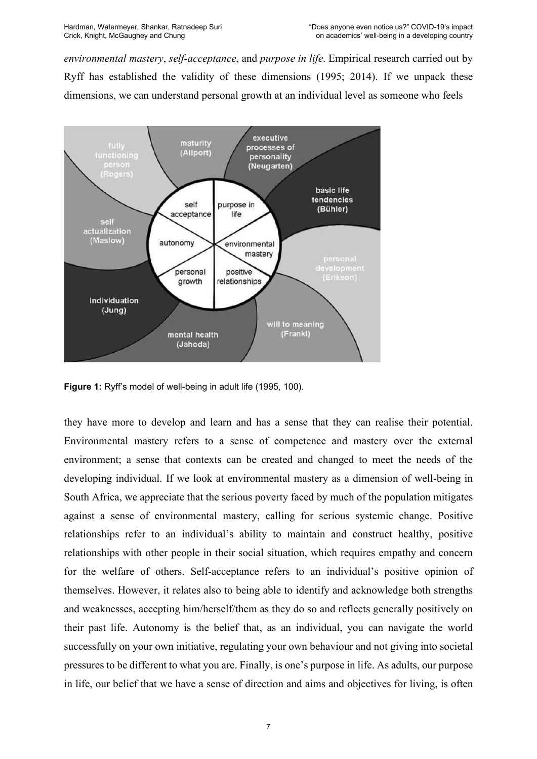*environmental mastery*, *self-acceptance*, and *purpose in life*. Empirical research carried out by Ryff has established the validity of these dimensions (1995; 2014). If we unpack these dimensions, we can understand personal growth at an individual level as someone who feels

fully functioning person (Rogers)
maturity (Allport)
executive processes of personality (Neugarten)
basic life tendencies (Bühler)
self actualization (Maslow)
personal development (Erikson)
individuation (Jung)
will to meaning (Frankl)
mental health (Jahoda)
self acceptance
purpose in life
autonomy
environmental mastery
personal growth
positive relationships

**Figure 1:** Ryff's model of well-being in adult life (1995, 100).

they have more to develop and learn and has a sense that they can realise their potential. Environmental mastery refers to a sense of competence and mastery over the external environment; a sense that contexts can be created and changed to meet the needs of the developing individual. If we look at environmental mastery as a dimension of well-being in South Africa, we appreciate that the serious poverty faced by much of the population mitigates against a sense of environmental mastery, calling for serious systemic change. Positive relationships refer to an individual's ability to maintain and construct healthy, positive relationships with other people in their social situation, which requires empathy and concern for the welfare of others. Self-acceptance refers to an individual's positive opinion of themselves. However, it relates also to being able to identify and acknowledge both strengths and weaknesses, accepting him/herself/them as they do so and reflects generally positively on their past life. Autonomy is the belief that, as an individual, you can navigate the world successfully on your own initiative, regulating your own behaviour and not giving into societal pressures to be different to what you are. Finally, is one's purpose in life. As adults, our purpose in life, our belief that we have a sense of direction and aims and objectives for living, is often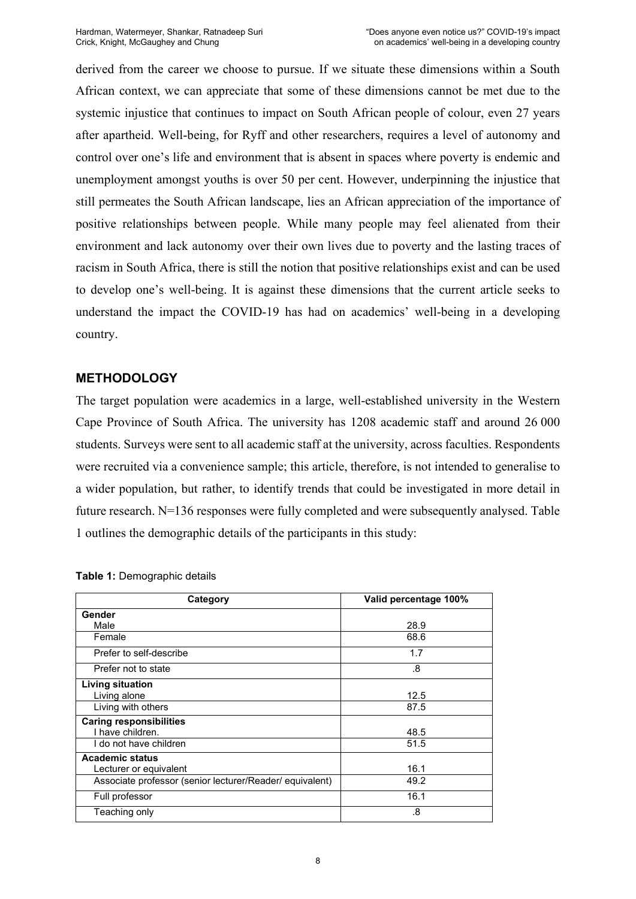derived from the career we choose to pursue. If we situate these dimensions within a South African context, we can appreciate that some of these dimensions cannot be met due to the systemic injustice that continues to impact on South African people of colour, even 27 years after apartheid. Well-being, for Ryff and other researchers, requires a level of autonomy and control over one's life and environment that is absent in spaces where poverty is endemic and unemployment amongst youths is over 50 per cent. However, underpinning the injustice that still permeates the South African landscape, lies an African appreciation of the importance of positive relationships between people. While many people may feel alienated from their environment and lack autonomy over their own lives due to poverty and the lasting traces of racism in South Africa, there is still the notion that positive relationships exist and can be used to develop one's well-being. It is against these dimensions that the current article seeks to understand the impact the COVID-19 has had on academics' well-being in a developing country.

## METHODOLOGY

The target population were academics in a large, well-established university in the Western Cape Province of South Africa. The university has 1208 academic staff and around 26 000 students. Surveys were sent to all academic staff at the university, across faculties. Respondents were recruited via a convenience sample; this article, therefore, is not intended to generalise to a wider population, but rather, to identify trends that could be investigated in more detail in future research. N=136 responses were fully completed and were subsequently analysed. Table 1 outlines the demographic details of the participants in this study:

**Table 1:** Demographic details

| Category | Valid percentage 100% |
|---|---|
| **Gender** | |
| Male | 28.9 |
| Female | 68.6 |
| Prefer to self-describe | 1.7 |
| Prefer not to state | .8 |
| **Living situation** | |
| Living alone | 12.5 |
| Living with others | 87.5 |
| **Caring responsibilities** | |
| I have children. | 48.5 |
| I do not have children | 51.5 |
| **Academic status** | |
| Lecturer or equivalent | 16.1 |
| Associate professor (senior lecturer/Reader/ equivalent) | 49.2 |
| Full professor | 16.1 |
| Teaching only | .8 |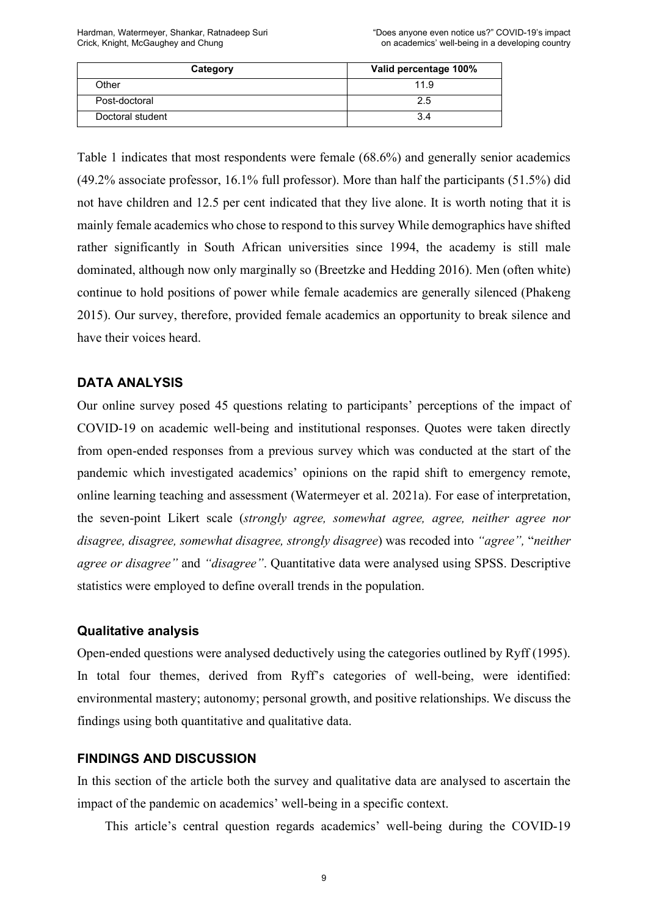| Category | Valid percentage 100% |
| --- | --- |
| Other | 11.9 |
| Post-doctoral | 2.5 |
| Doctoral student | 3.4 |

Table 1 indicates that most respondents were female (68.6%) and generally senior academics (49.2% associate professor, 16.1% full professor). More than half the participants (51.5%) did not have children and 12.5 per cent indicated that they live alone. It is worth noting that it is mainly female academics who chose to respond to this survey While demographics have shifted rather significantly in South African universities since 1994, the academy is still male dominated, although now only marginally so (Breetzke and Hedding 2016). Men (often white) continue to hold positions of power while female academics are generally silenced (Phakeng 2015). Our survey, therefore, provided female academics an opportunity to break silence and have their voices heard.

## DATA ANALYSIS

Our online survey posed 45 questions relating to participants' perceptions of the impact of COVID-19 on academic well-being and institutional responses. Quotes were taken directly from open-ended responses from a previous survey which was conducted at the start of the pandemic which investigated academics' opinions on the rapid shift to emergency remote, online learning teaching and assessment (Watermeyer et al. 2021a). For ease of interpretation, the seven-point Likert scale (*strongly agree, somewhat agree, agree, neither agree nor disagree, disagree, somewhat disagree, strongly disagree*) was recoded into *"agree",* "*neither agree or disagree"* and *"disagree"*. Quantitative data were analysed using SPSS. Descriptive statistics were employed to define overall trends in the population.

### Qualitative analysis

Open-ended questions were analysed deductively using the categories outlined by Ryff (1995). In total four themes, derived from Ryff's categories of well-being, were identified: environmental mastery; autonomy; personal growth, and positive relationships. We discuss the findings using both quantitative and qualitative data.

## FINDINGS AND DISCUSSION

In this section of the article both the survey and qualitative data are analysed to ascertain the impact of the pandemic on academics' well-being in a specific context.

This article's central question regards academics' well-being during the COVID-19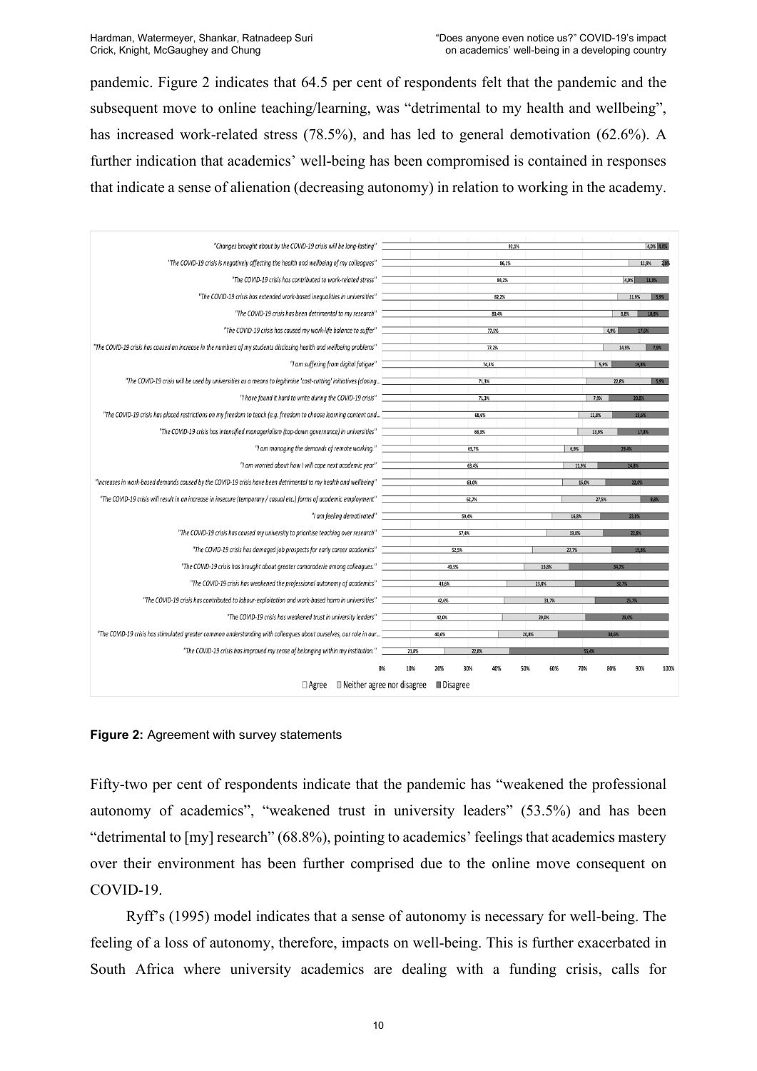pandemic. Figure 2 indicates that 64.5 per cent of respondents felt that the pandemic and the subsequent move to online teaching/learning, was "detrimental to my health and wellbeing", has increased work-related stress (78.5%), and has led to general demotivation (62.6%). A further indication that academics' well-being has been compromised is contained in responses that indicate a sense of alienation (decreasing autonomy) in relation to working in the academy.

"Changes brought about by the COVID-19 crisis will be long-lasting" 92,1% 4,0% 4,0%
"The COVID-19 crisis is negatively affecting the health and wellbeing of my colleagues" 86,1% 11,9% 2,0%
"The COVID-19 crisis has contributed to work-related stress" 84,2% 4,0% 11,9%
"The COVID-19 crisis has extended work-based inequalities in universities" 82,2% 11,9% 5,9%
"The COVID-19 crisis has been detrimental to my research" 80,4% 8,8% 10,8%
"The COVID-19 crisis has caused my work-life balance to suffer" 77,5% 4,9% 17,6%
"The COVID-19 crisis has caused an increase in the numbers of my students disclosing health and wellbeing problems" 77,2% 14,9% 7,9%
"I am suffering from digital fatigue" 74,3% 5,9% 19,8%
"The COVID-19 crisis will be used by universities as a means to legitimise 'cost-cutting' initiatives (closing... 71,3% 22,8% 5,9%
"I have found it hard to write during the COVID-19 crisis" 71,3% 7,9% 20,8%
"The COVID-19 crisis has placed restrictions on my freedom to teach (e.g. freedom to choose learning content and... 68,6% 11,8% 19,6%
"The COVID-19 crisis has intensified managerialism (top-down governance) in universities" 68,3% 13,9% 17,8%
"I am managing the demands of remote working." 63,7% 6,9% 29,4%
"I am worried about how I will cope next academic year" 63,4% 11,9% 24,8%
"Increases in work-based demands caused by the COVID-19 crisis have been detrimental to my health and wellbeing" 63,0% 15,0% 22,0%
"The COVID-19 crisis will result in an increase in insecure (temporary / casual etc.) forms of academic employment" 62,7% 27,5% 9,8%
"I am feeling demotivated" 59,4% 16,8% 23,8%
"The COVID-19 crisis has caused my university to prioritise teaching over research" 57,4% 19,8% 22,8%
"The COVID-19 crisis has damaged job prospects for early career academics" 52,5% 27,7% 19,8%
"The COVID-19 crisis has brought about greater camaraderie among colleagues." 49,5% 15,8% 34,7%
"The COVID-19 crisis has weakened the professional autonomy of academics" 43,6% 23,8% 32,7%
"The COVID-19 crisis has contributed to labour-exploitation and work-based harm in universities" 42,6% 31,7% 25,7%
"The COVID-19 crisis has weakened trust in university leaders" 42,0% 29,0% 29,0%
"The COVID-19 crisis has stimulated greater common understanding with colleagues about ourselves, our role in our... 40,6% 20,8% 38,6%
"The COVID-19 crisis has improved my sense of belonging within my institution." 21,8% 22,8% 55,4%

0% 10% 20% 30% 40% 50% 60% 70% 80% 90% 100%

Agree  Neither agree nor disagree  Disagree

**Figure 2:** Agreement with survey statements

Fifty-two per cent of respondents indicate that the pandemic has "weakened the professional autonomy of academics", "weakened trust in university leaders" (53.5%) and has been "detrimental to [my] research" (68.8%), pointing to academics' feelings that academics mastery over their environment has been further comprised due to the online move consequent on COVID-19.

Ryff's (1995) model indicates that a sense of autonomy is necessary for well-being. The feeling of a loss of autonomy, therefore, impacts on well-being. This is further exacerbated in South Africa where university academics are dealing with a funding crisis, calls for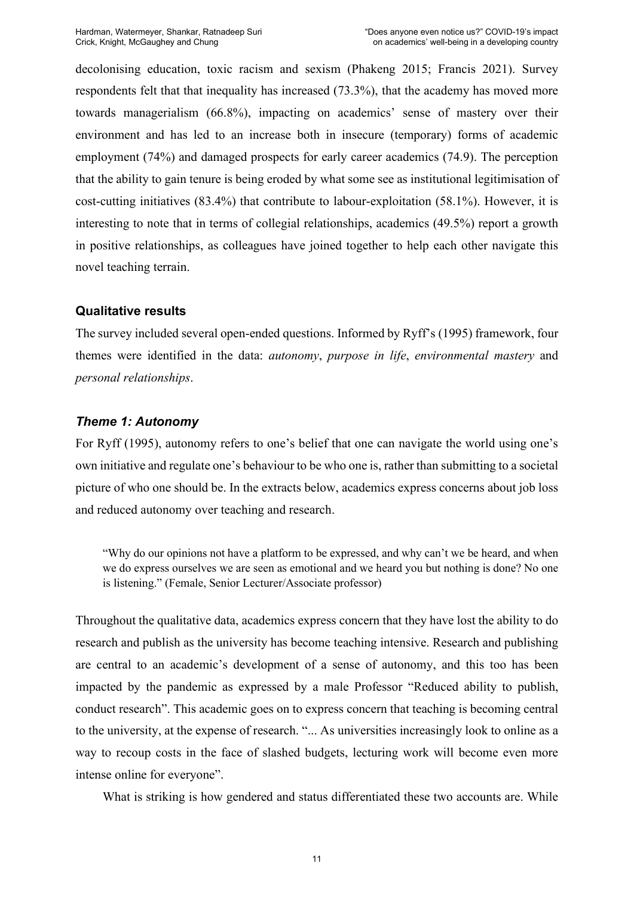decolonising education, toxic racism and sexism (Phakeng 2015; Francis 2021). Survey respondents felt that that inequality has increased (73.3%), that the academy has moved more towards managerialism (66.8%), impacting on academics' sense of mastery over their environment and has led to an increase both in insecure (temporary) forms of academic employment (74%) and damaged prospects for early career academics (74.9). The perception that the ability to gain tenure is being eroded by what some see as institutional legitimisation of cost-cutting initiatives (83.4%) that contribute to labour-exploitation (58.1%). However, it is interesting to note that in terms of collegial relationships, academics (49.5%) report a growth in positive relationships, as colleagues have joined together to help each other navigate this novel teaching terrain.

## Qualitative results

The survey included several open-ended questions. Informed by Ryff's (1995) framework, four themes were identified in the data: *autonomy*, *purpose in life*, *environmental mastery* and *personal relationships*.

### *Theme 1: Autonomy*

For Ryff (1995), autonomy refers to one's belief that one can navigate the world using one's own initiative and regulate one's behaviour to be who one is, rather than submitting to a societal picture of who one should be. In the extracts below, academics express concerns about job loss and reduced autonomy over teaching and research.

> "Why do our opinions not have a platform to be expressed, and why can't we be heard, and when we do express ourselves we are seen as emotional and we heard you but nothing is done? No one is listening." (Female, Senior Lecturer/Associate professor)

Throughout the qualitative data, academics express concern that they have lost the ability to do research and publish as the university has become teaching intensive. Research and publishing are central to an academic's development of a sense of autonomy, and this too has been impacted by the pandemic as expressed by a male Professor "Reduced ability to publish, conduct research". This academic goes on to express concern that teaching is becoming central to the university, at the expense of research. "... As universities increasingly look to online as a way to recoup costs in the face of slashed budgets, lecturing work will become even more intense online for everyone".

What is striking is how gendered and status differentiated these two accounts are. While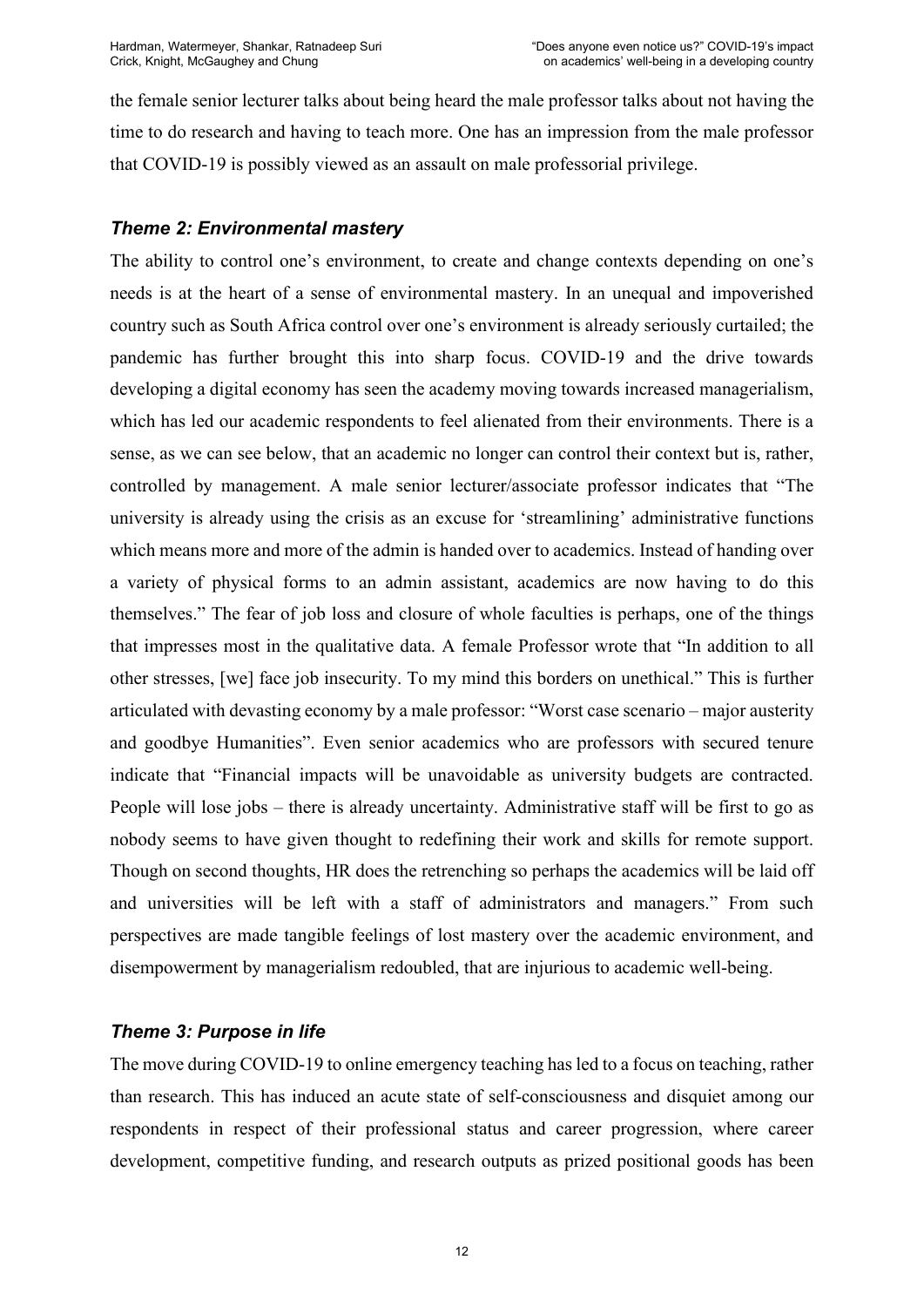the female senior lecturer talks about being heard the male professor talks about not having the time to do research and having to teach more. One has an impression from the male professor that COVID-19 is possibly viewed as an assault on male professorial privilege.

### *Theme 2: Environmental mastery*

The ability to control one's environment, to create and change contexts depending on one's needs is at the heart of a sense of environmental mastery. In an unequal and impoverished country such as South Africa control over one's environment is already seriously curtailed; the pandemic has further brought this into sharp focus. COVID-19 and the drive towards developing a digital economy has seen the academy moving towards increased managerialism, which has led our academic respondents to feel alienated from their environments. There is a sense, as we can see below, that an academic no longer can control their context but is, rather, controlled by management. A male senior lecturer/associate professor indicates that "The university is already using the crisis as an excuse for 'streamlining' administrative functions which means more and more of the admin is handed over to academics. Instead of handing over a variety of physical forms to an admin assistant, academics are now having to do this themselves." The fear of job loss and closure of whole faculties is perhaps, one of the things that impresses most in the qualitative data. A female Professor wrote that "In addition to all other stresses, [we] face job insecurity. To my mind this borders on unethical." This is further articulated with devasting economy by a male professor: "Worst case scenario – major austerity and goodbye Humanities". Even senior academics who are professors with secured tenure indicate that "Financial impacts will be unavoidable as university budgets are contracted. People will lose jobs – there is already uncertainty. Administrative staff will be first to go as nobody seems to have given thought to redefining their work and skills for remote support. Though on second thoughts, HR does the retrenching so perhaps the academics will be laid off and universities will be left with a staff of administrators and managers." From such perspectives are made tangible feelings of lost mastery over the academic environment, and disempowerment by managerialism redoubled, that are injurious to academic well-being.

### *Theme 3: Purpose in life*

The move during COVID-19 to online emergency teaching has led to a focus on teaching, rather than research. This has induced an acute state of self-consciousness and disquiet among our respondents in respect of their professional status and career progression, where career development, competitive funding, and research outputs as prized positional goods has been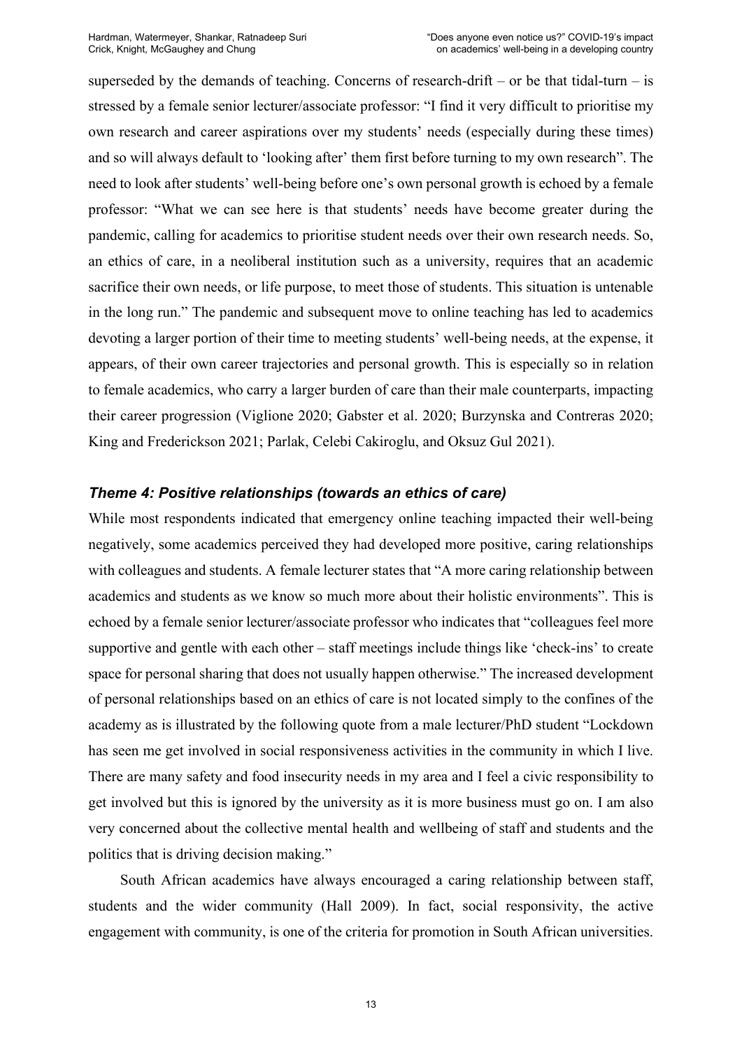superseded by the demands of teaching. Concerns of research-drift – or be that tidal-turn – is stressed by a female senior lecturer/associate professor: "I find it very difficult to prioritise my own research and career aspirations over my students' needs (especially during these times) and so will always default to 'looking after' them first before turning to my own research". The need to look after students' well-being before one's own personal growth is echoed by a female professor: "What we can see here is that students' needs have become greater during the pandemic, calling for academics to prioritise student needs over their own research needs. So, an ethics of care, in a neoliberal institution such as a university, requires that an academic sacrifice their own needs, or life purpose, to meet those of students. This situation is untenable in the long run." The pandemic and subsequent move to online teaching has led to academics devoting a larger portion of their time to meeting students' well-being needs, at the expense, it appears, of their own career trajectories and personal growth. This is especially so in relation to female academics, who carry a larger burden of care than their male counterparts, impacting their career progression (Viglione 2020; Gabster et al. 2020; Burzynska and Contreras 2020; King and Frederickson 2021; Parlak, Celebi Cakiroglu, and Oksuz Gul 2021).

### *Theme 4: Positive relationships (towards an ethics of care)*

While most respondents indicated that emergency online teaching impacted their well-being negatively, some academics perceived they had developed more positive, caring relationships with colleagues and students. A female lecturer states that "A more caring relationship between academics and students as we know so much more about their holistic environments". This is echoed by a female senior lecturer/associate professor who indicates that "colleagues feel more supportive and gentle with each other – staff meetings include things like 'check-ins' to create space for personal sharing that does not usually happen otherwise." The increased development of personal relationships based on an ethics of care is not located simply to the confines of the academy as is illustrated by the following quote from a male lecturer/PhD student "Lockdown has seen me get involved in social responsiveness activities in the community in which I live. There are many safety and food insecurity needs in my area and I feel a civic responsibility to get involved but this is ignored by the university as it is more business must go on. I am also very concerned about the collective mental health and wellbeing of staff and students and the politics that is driving decision making."

South African academics have always encouraged a caring relationship between staff, students and the wider community (Hall 2009). In fact, social responsivity, the active engagement with community, is one of the criteria for promotion in South African universities.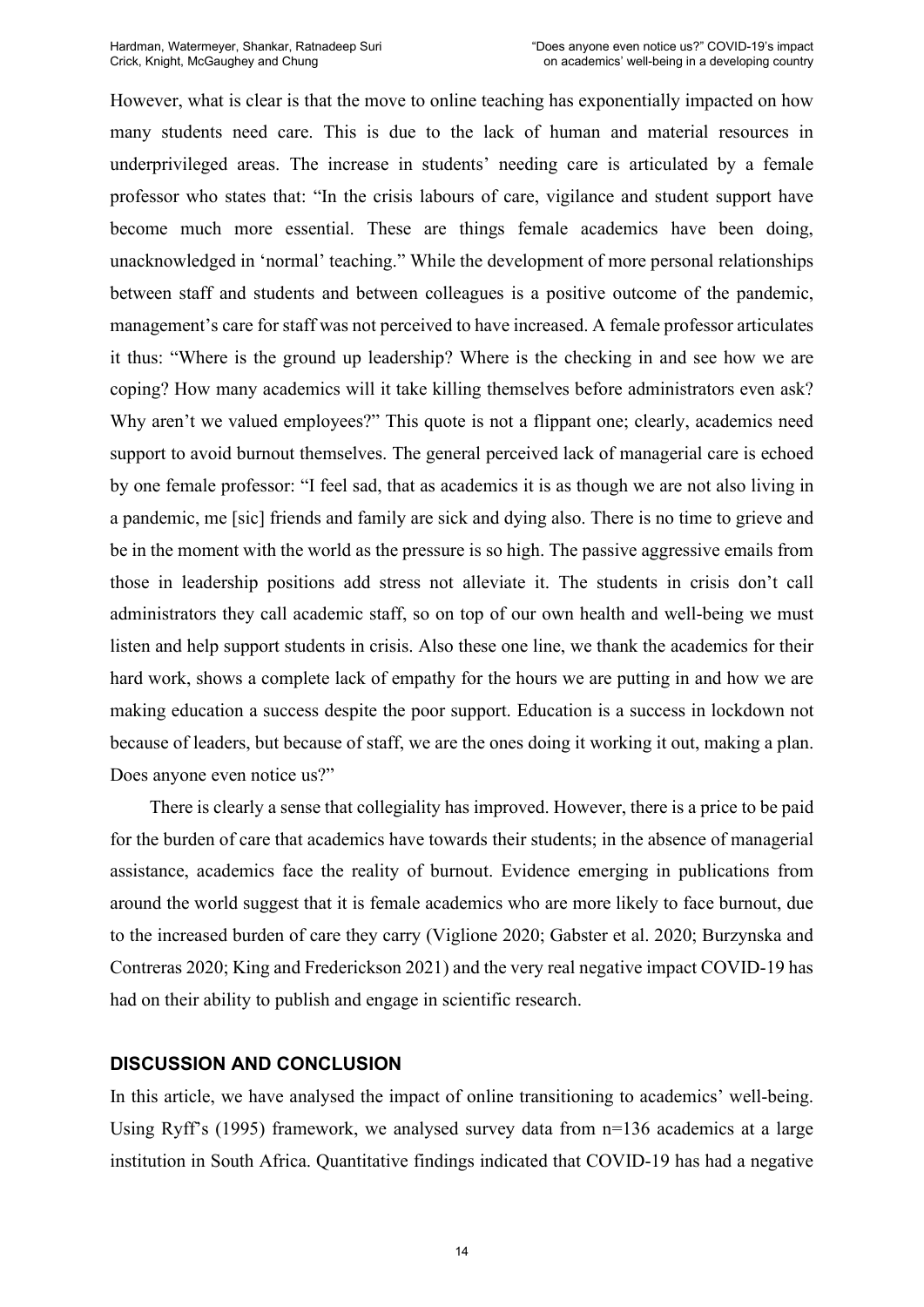However, what is clear is that the move to online teaching has exponentially impacted on how many students need care. This is due to the lack of human and material resources in underprivileged areas. The increase in students' needing care is articulated by a female professor who states that: "In the crisis labours of care, vigilance and student support have become much more essential. These are things female academics have been doing, unacknowledged in 'normal' teaching." While the development of more personal relationships between staff and students and between colleagues is a positive outcome of the pandemic, management's care for staff was not perceived to have increased. A female professor articulates it thus: "Where is the ground up leadership? Where is the checking in and see how we are coping? How many academics will it take killing themselves before administrators even ask? Why aren't we valued employees?" This quote is not a flippant one; clearly, academics need support to avoid burnout themselves. The general perceived lack of managerial care is echoed by one female professor: "I feel sad, that as academics it is as though we are not also living in a pandemic, me [sic] friends and family are sick and dying also. There is no time to grieve and be in the moment with the world as the pressure is so high. The passive aggressive emails from those in leadership positions add stress not alleviate it. The students in crisis don't call administrators they call academic staff, so on top of our own health and well-being we must listen and help support students in crisis. Also these one line, we thank the academics for their hard work, shows a complete lack of empathy for the hours we are putting in and how we are making education a success despite the poor support. Education is a success in lockdown not because of leaders, but because of staff, we are the ones doing it working it out, making a plan. Does anyone even notice us?"

There is clearly a sense that collegiality has improved. However, there is a price to be paid for the burden of care that academics have towards their students; in the absence of managerial assistance, academics face the reality of burnout. Evidence emerging in publications from around the world suggest that it is female academics who are more likely to face burnout, due to the increased burden of care they carry (Viglione 2020; Gabster et al. 2020; Burzynska and Contreras 2020; King and Frederickson 2021) and the very real negative impact COVID-19 has had on their ability to publish and engage in scientific research.

## DISCUSSION AND CONCLUSION

In this article, we have analysed the impact of online transitioning to academics' well-being. Using Ryff's (1995) framework, we analysed survey data from n=136 academics at a large institution in South Africa. Quantitative findings indicated that COVID-19 has had a negative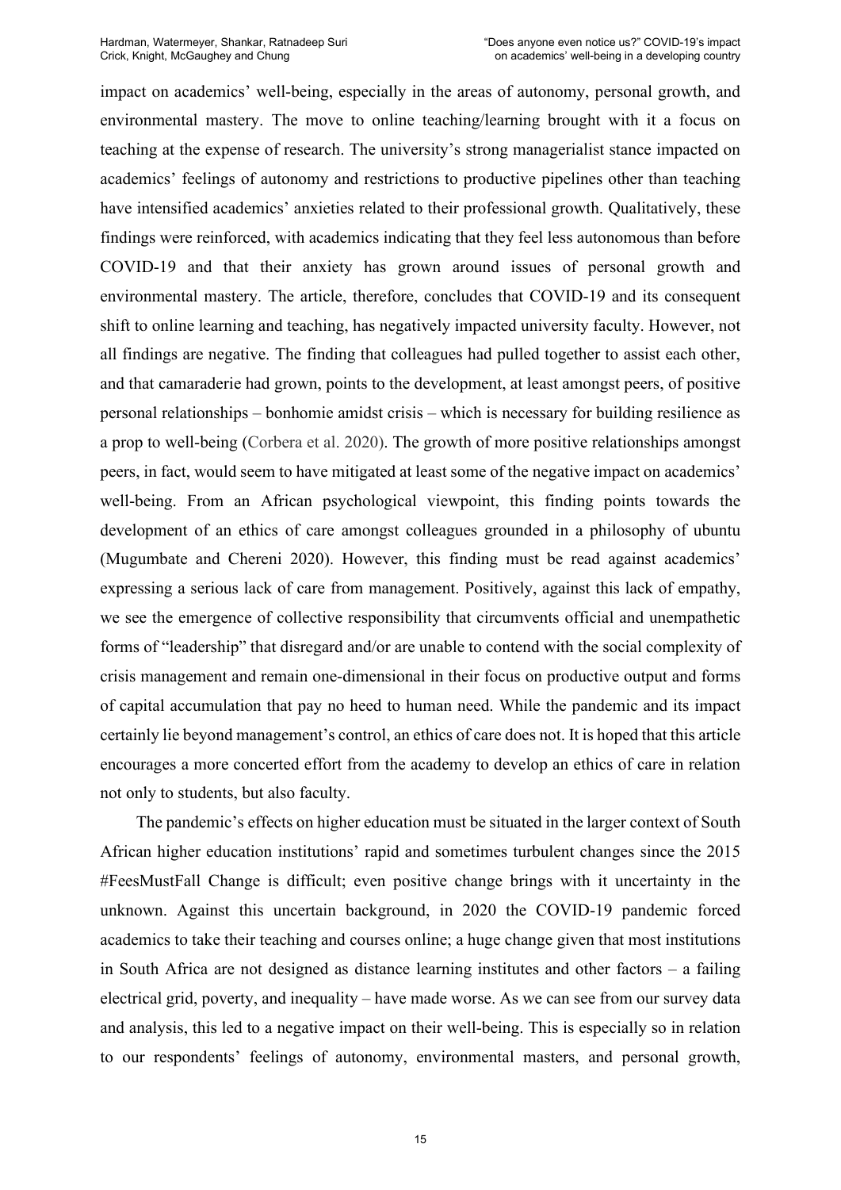impact on academics' well-being, especially in the areas of autonomy, personal growth, and environmental mastery. The move to online teaching/learning brought with it a focus on teaching at the expense of research. The university's strong managerialist stance impacted on academics' feelings of autonomy and restrictions to productive pipelines other than teaching have intensified academics' anxieties related to their professional growth. Qualitatively, these findings were reinforced, with academics indicating that they feel less autonomous than before COVID-19 and that their anxiety has grown around issues of personal growth and environmental mastery. The article, therefore, concludes that COVID-19 and its consequent shift to online learning and teaching, has negatively impacted university faculty. However, not all findings are negative. The finding that colleagues had pulled together to assist each other, and that camaraderie had grown, points to the development, at least amongst peers, of positive personal relationships – bonhomie amidst crisis – which is necessary for building resilience as a prop to well-being (Corbera et al. 2020). The growth of more positive relationships amongst peers, in fact, would seem to have mitigated at least some of the negative impact on academics' well-being. From an African psychological viewpoint, this finding points towards the development of an ethics of care amongst colleagues grounded in a philosophy of ubuntu (Mugumbate and Chereni 2020). However, this finding must be read against academics' expressing a serious lack of care from management. Positively, against this lack of empathy, we see the emergence of collective responsibility that circumvents official and unempathetic forms of "leadership" that disregard and/or are unable to contend with the social complexity of crisis management and remain one-dimensional in their focus on productive output and forms of capital accumulation that pay no heed to human need. While the pandemic and its impact certainly lie beyond management's control, an ethics of care does not. It is hoped that this article encourages a more concerted effort from the academy to develop an ethics of care in relation not only to students, but also faculty.

The pandemic's effects on higher education must be situated in the larger context of South African higher education institutions' rapid and sometimes turbulent changes since the 2015 #FeesMustFall Change is difficult; even positive change brings with it uncertainty in the unknown. Against this uncertain background, in 2020 the COVID-19 pandemic forced academics to take their teaching and courses online; a huge change given that most institutions in South Africa are not designed as distance learning institutes and other factors – a failing electrical grid, poverty, and inequality – have made worse. As we can see from our survey data and analysis, this led to a negative impact on their well-being. This is especially so in relation to our respondents' feelings of autonomy, environmental masters, and personal growth,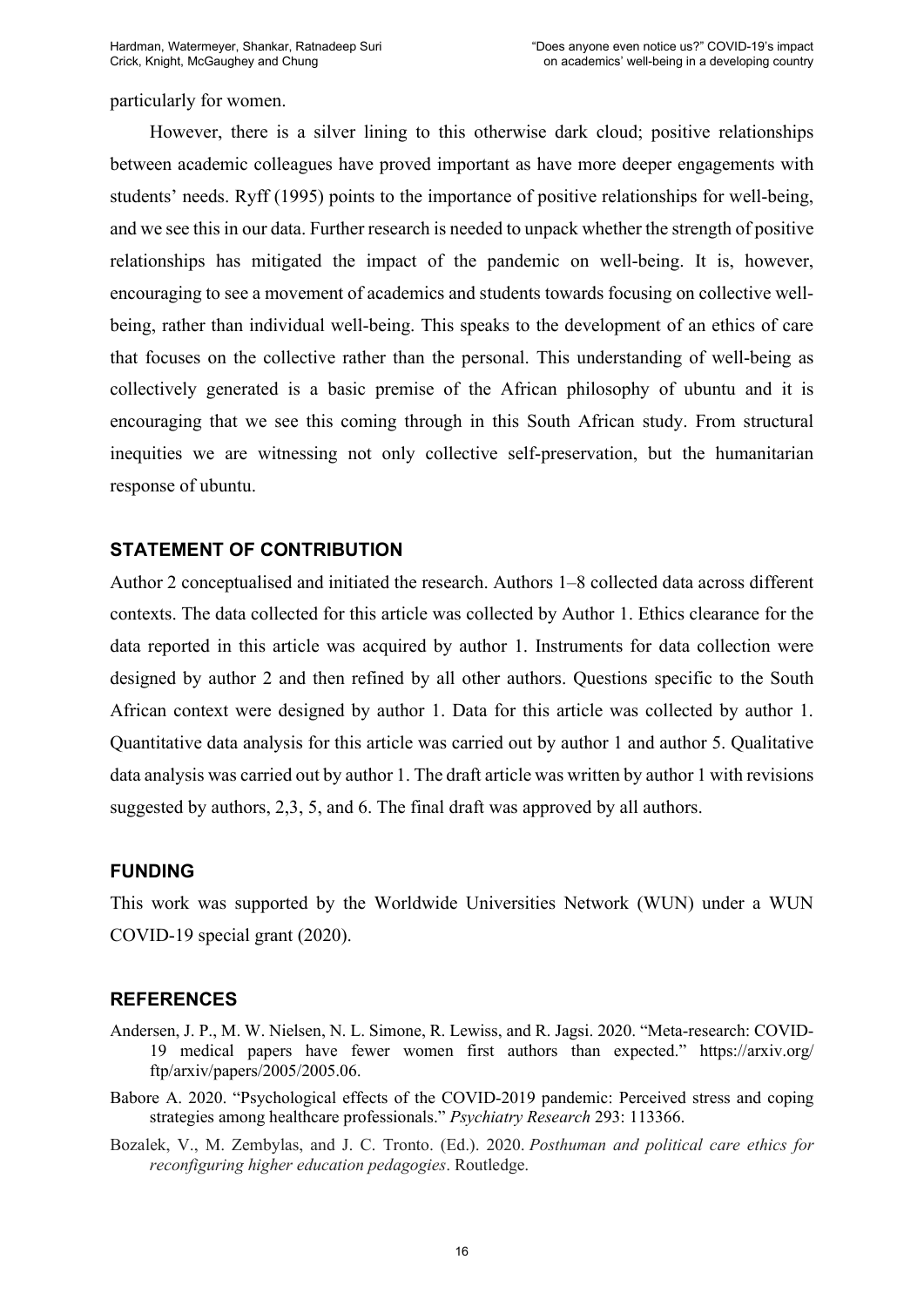particularly for women.

However, there is a silver lining to this otherwise dark cloud; positive relationships between academic colleagues have proved important as have more deeper engagements with students' needs. Ryff (1995) points to the importance of positive relationships for well-being, and we see this in our data. Further research is needed to unpack whether the strength of positive relationships has mitigated the impact of the pandemic on well-being. It is, however, encouraging to see a movement of academics and students towards focusing on collective well-being, rather than individual well-being. This speaks to the development of an ethics of care that focuses on the collective rather than the personal. This understanding of well-being as collectively generated is a basic premise of the African philosophy of ubuntu and it is encouraging that we see this coming through in this South African study. From structural inequities we are witnessing not only collective self-preservation, but the humanitarian response of ubuntu.

## STATEMENT OF CONTRIBUTION

Author 2 conceptualised and initiated the research. Authors 1–8 collected data across different contexts. The data collected for this article was collected by Author 1. Ethics clearance for the data reported in this article was acquired by author 1. Instruments for data collection were designed by author 2 and then refined by all other authors. Questions specific to the South African context were designed by author 1. Data for this article was collected by author 1. Quantitative data analysis for this article was carried out by author 1 and author 5. Qualitative data analysis was carried out by author 1. The draft article was written by author 1 with revisions suggested by authors, 2,3, 5, and 6. The final draft was approved by all authors.

## FUNDING

This work was supported by the Worldwide Universities Network (WUN) under a WUN COVID-19 special grant (2020).

## REFERENCES

Andersen, J. P., M. W. Nielsen, N. L. Simone, R. Lewiss, and R. Jagsi. 2020. "Meta-research: COVID-19 medical papers have fewer women first authors than expected." https://arxiv.org/ftp/arxiv/papers/2005/2005.06.

Babore A. 2020. "Psychological effects of the COVID-2019 pandemic: Perceived stress and coping strategies among healthcare professionals." *Psychiatry Research* 293: 113366.

Bozalek, V., M. Zembylas, and J. C. Tronto. (Ed.). 2020. *Posthuman and political care ethics for reconfiguring higher education pedagogies*. Routledge.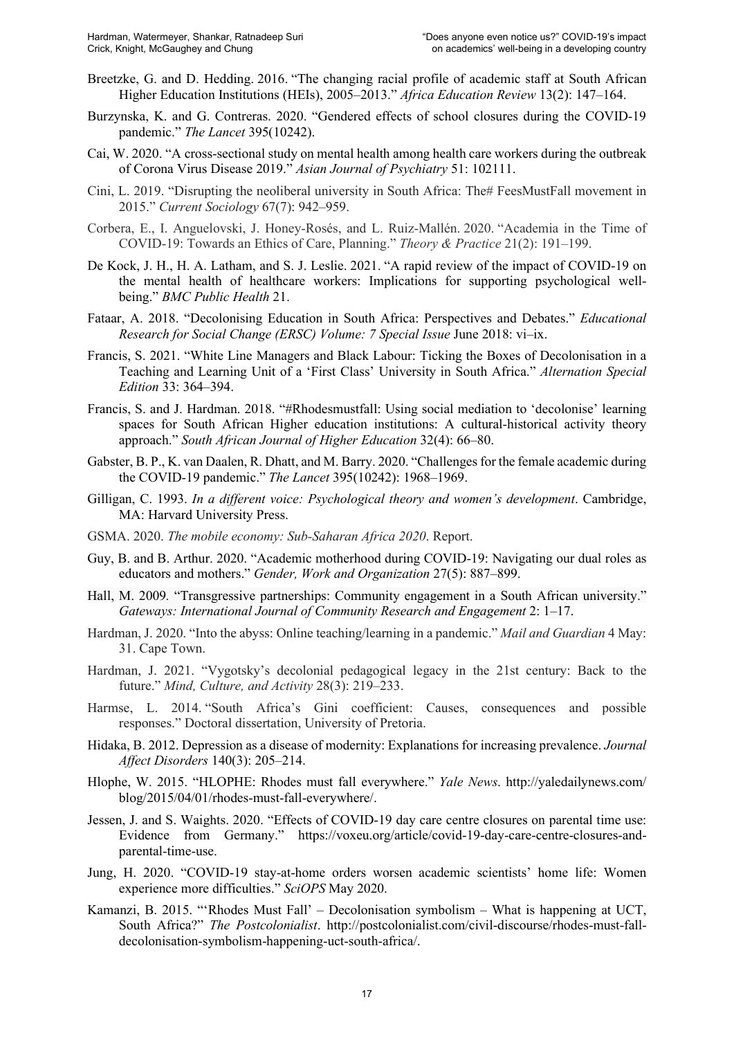Breetzke, G. and D. Hedding. 2016. "The changing racial profile of academic staff at South African Higher Education Institutions (HEIs), 2005–2013." *Africa Education Review* 13(2): 147–164.

Burzynska, K. and G. Contreras. 2020. "Gendered effects of school closures during the COVID-19 pandemic." *The Lancet* 395(10242).

Cai, W. 2020. "A cross-sectional study on mental health among health care workers during the outbreak of Corona Virus Disease 2019." *Asian Journal of Psychiatry* 51: 102111.

Cini, L. 2019. "Disrupting the neoliberal university in South Africa: The# FeesMustFall movement in 2015." *Current Sociology* 67(7): 942–959.

Corbera, E., I. Anguelovski, J. Honey-Rosés, and L. Ruiz-Mallén. 2020. "Academia in the Time of COVID-19: Towards an Ethics of Care, Planning." *Theory & Practice* 21(2): 191–199.

De Kock, J. H., H. A. Latham, and S. J. Leslie. 2021. "A rapid review of the impact of COVID-19 on the mental health of healthcare workers: Implications for supporting psychological well-being." *BMC Public Health* 21.

Fataar, A. 2018. "Decolonising Education in South Africa: Perspectives and Debates." *Educational Research for Social Change (ERSC) Volume: 7 Special Issue* June 2018: vi–ix.

Francis, S. 2021. "White Line Managers and Black Labour: Ticking the Boxes of Decolonisation in a Teaching and Learning Unit of a 'First Class' University in South Africa." *Alternation Special Edition* 33: 364–394.

Francis, S. and J. Hardman. 2018. "#Rhodesmustfall: Using social mediation to 'decolonise' learning spaces for South African Higher education institutions: A cultural-historical activity theory approach." *South African Journal of Higher Education* 32(4): 66–80.

Gabster, B. P., K. van Daalen, R. Dhatt, and M. Barry. 2020. "Challenges for the female academic during the COVID-19 pandemic." *The Lancet* 395(10242): 1968–1969.

Gilligan, C. 1993. *In a different voice: Psychological theory and women's development*. Cambridge, MA: Harvard University Press.

GSMA. 2020. *The mobile economy: Sub-Saharan Africa 2020*. Report.

Guy, B. and B. Arthur. 2020. "Academic motherhood during COVID-19: Navigating our dual roles as educators and mothers." *Gender, Work and Organization* 27(5): 887–899.

Hall, M. 2009. "Transgressive partnerships: Community engagement in a South African university." *Gateways: International Journal of Community Research and Engagement* 2: 1–17.

Hardman, J. 2020. "Into the abyss: Online teaching/learning in a pandemic." *Mail and Guardian* 4 May: 31. Cape Town.

Hardman, J. 2021. "Vygotsky's decolonial pedagogical legacy in the 21st century: Back to the future." *Mind, Culture, and Activity* 28(3): 219–233.

Harmse, L. 2014. "South Africa's Gini coefficient: Causes, consequences and possible responses." Doctoral dissertation, University of Pretoria.

Hidaka, B. 2012. Depression as a disease of modernity: Explanations for increasing prevalence. *Journal Affect Disorders* 140(3): 205–214.

Hlophe, W. 2015. "HLOPHE: Rhodes must fall everywhere." *Yale News*. http://yaledailynews.com/blog/2015/04/01/rhodes-must-fall-everywhere/.

Jessen, J. and S. Waights. 2020. "Effects of COVID-19 day care centre closures on parental time use: Evidence from Germany." https://voxeu.org/article/covid-19-day-care-centre-closures-and-parental-time-use.

Jung, H. 2020. "COVID-19 stay-at-home orders worsen academic scientists' home life: Women experience more difficulties." *SciOPS* May 2020.

Kamanzi, B. 2015. "'Rhodes Must Fall' – Decolonisation symbolism – What is happening at UCT, South Africa?" *The Postcolonialist*. http://postcolonialist.com/civil-discourse/rhodes-must-fall-decolonisation-symbolism-happening-uct-south-africa/.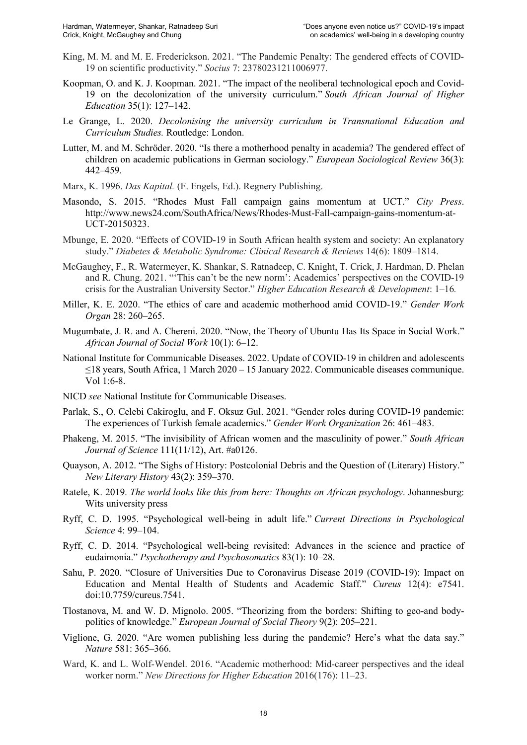King, M. M. and M. E. Frederickson. 2021. "The Pandemic Penalty: The gendered effects of COVID-19 on scientific productivity." *Socius* 7: 23780231211006977.

Koopman, O. and K. J. Koopman. 2021. "The impact of the neoliberal technological epoch and Covid-19 on the decolonization of the university curriculum." *South African Journal of Higher Education* 35(1): 127–142.

Le Grange, L. 2020. *Decolonising the university curriculum in Transnational Education and Curriculum Studies.* Routledge: London.

Lutter, M. and M. Schröder. 2020. "Is there a motherhood penalty in academia? The gendered effect of children on academic publications in German sociology." *European Sociological Review* 36(3): 442–459.

Marx, K. 1996. *Das Kapital.* (F. Engels, Ed.). Regnery Publishing.

Masondo, S. 2015. "Rhodes Must Fall campaign gains momentum at UCT." *City Press*. http://www.news24.com/SouthAfrica/News/Rhodes-Must-Fall-campaign-gains-momentum-at-UCT-20150323.

Mbunge, E. 2020. "Effects of COVID-19 in South African health system and society: An explanatory study." *Diabetes & Metabolic Syndrome: Clinical Research & Reviews* 14(6): 1809–1814.

McGaughey, F., R. Watermeyer, K. Shankar, S. Ratnadeep, C. Knight, T. Crick, J. Hardman, D. Phelan and R. Chung. 2021. "'This can't be the new norm': Academics' perspectives on the COVID-19 crisis for the Australian University Sector." *Higher Education Research & Development*: 1–16*.*

Miller, K. E. 2020. "The ethics of care and academic motherhood amid COVID-19." *Gender Work Organ* 28: 260–265.

Mugumbate, J. R. and A. Chereni. 2020. "Now, the Theory of Ubuntu Has Its Space in Social Work." *African Journal of Social Work* 10(1): 6–12.

National Institute for Communicable Diseases. 2022. Update of COVID-19 in children and adolescents ≤18 years, South Africa, 1 March 2020 – 15 January 2022. Communicable diseases communique. Vol 1:6-8.

NICD *see* National Institute for Communicable Diseases.

Parlak, S., O. Celebi Cakiroglu, and F. Oksuz Gul. 2021. "Gender roles during COVID-19 pandemic: The experiences of Turkish female academics." *Gender Work Organization* 26: 461–483.

Phakeng, M. 2015. "The invisibility of African women and the masculinity of power." *South African Journal of Science* 111(11/12), Art. #a0126.

Quayson, A. 2012. "The Sighs of History: Postcolonial Debris and the Question of (Literary) History." *New Literary History* 43(2): 359–370.

Ratele, K. 2019. *The world looks like this from here: Thoughts on African psychology*. Johannesburg: Wits university press

Ryff, C. D. 1995. "Psychological well-being in adult life." *Current Directions in Psychological Science* 4: 99–104.

Ryff, C. D. 2014. "Psychological well-being revisited: Advances in the science and practice of eudaimonia." *Psychotherapy and Psychosomatics* 83(1): 10–28.

Sahu, P. 2020. "Closure of Universities Due to Coronavirus Disease 2019 (COVID-19): Impact on Education and Mental Health of Students and Academic Staff." *Cureus* 12(4): e7541. doi:10.7759/cureus.7541.

Tlostanova, M. and W. D. Mignolo. 2005. "Theorizing from the borders: Shifting to geo-and body-politics of knowledge." *European Journal of Social Theory* 9(2): 205–221.

Viglione, G. 2020. "Are women publishing less during the pandemic? Here's what the data say." *Nature* 581: 365–366.

Ward, K. and L. Wolf-Wendel. 2016. "Academic motherhood: Mid-career perspectives and the ideal worker norm." *New Directions for Higher Education* 2016(176): 11–23.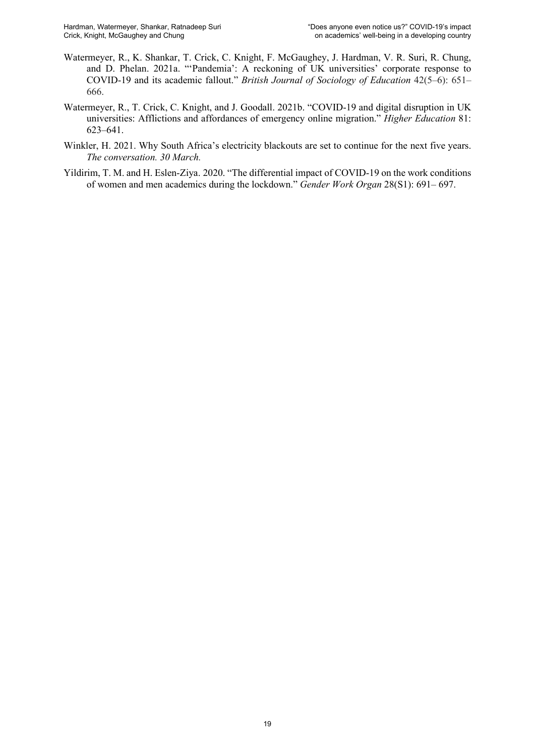Watermeyer, R., K. Shankar, T. Crick, C. Knight, F. McGaughey, J. Hardman, V. R. Suri, R. Chung, and D. Phelan. 2021a. "'Pandemia': A reckoning of UK universities' corporate response to COVID-19 and its academic fallout." *British Journal of Sociology of Education* 42(5–6): 651–666.

Watermeyer, R., T. Crick, C. Knight, and J. Goodall. 2021b. "COVID-19 and digital disruption in UK universities: Afflictions and affordances of emergency online migration." *Higher Education* 81: 623–641.

Winkler, H. 2021. Why South Africa's electricity blackouts are set to continue for the next five years. *The conversation. 30 March.*

Yildirim, T. M. and H. Eslen-Ziya. 2020. "The differential impact of COVID-19 on the work conditions of women and men academics during the lockdown." *Gender Work Organ* 28(S1): 691– 697.